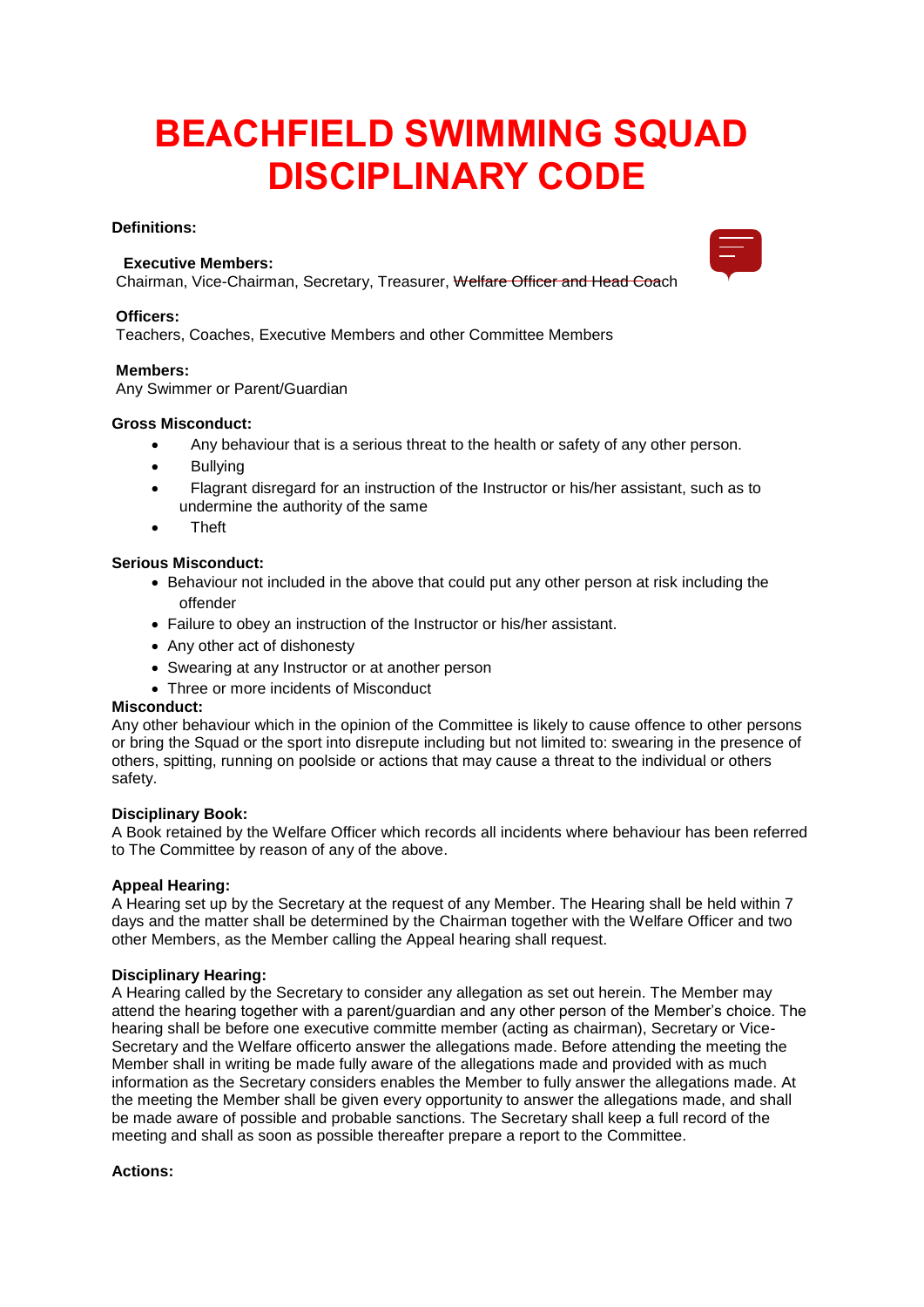# BEACHFIELD SWIMMING SQUAD DISCIPLINARY CODE

**Definitions:**

**Executive Members:**
Chairman, Vice-Chairman, Secretary, Treasurer, ~~Welfare Officer and Head Coa~~ch

**Officers:**
Teachers, Coaches, Executive Members and other Committee Members

**Members:**
Any Swimmer or Parent/Guardian

**Gross Misconduct:**

- Any behaviour that is a serious threat to the health or safety of any other person.
- Bullying
- Flagrant disregard for an instruction of the Instructor or his/her assistant, such as to undermine the authority of the same
- Theft

**Serious Misconduct:**

- Behaviour not included in the above that could put any other person at risk including the offender
- Failure to obey an instruction of the Instructor or his/her assistant.
- Any other act of dishonesty
- Swearing at any Instructor or at another person
- Three or more incidents of Misconduct

**Misconduct:**
Any other behaviour which in the opinion of the Committee is likely to cause offence to other persons or bring the Squad or the sport into disrepute including but not limited to: swearing in the presence of others, spitting, running on poolside or actions that may cause a threat to the individual or others safety.

**Disciplinary Book:**
A Book retained by the Welfare Officer which records all incidents where behaviour has been referred to The Committee by reason of any of the above.

**Appeal Hearing:**
A Hearing set up by the Secretary at the request of any Member. The Hearing shall be held within 7 days and the matter shall be determined by the Chairman together with the Welfare Officer and two other Members, as the Member calling the Appeal hearing shall request.

**Disciplinary Hearing:**
A Hearing called by the Secretary to consider any allegation as set out herein. The Member may attend the hearing together with a parent/guardian and any other person of the Member's choice. The hearing shall be before one executive committe member (acting as chairman), Secretary or Vice-Secretary and the Welfare officerto answer the allegations made. Before attending the meeting the Member shall in writing be made fully aware of the allegations made and provided with as much information as the Secretary considers enables the Member to fully answer the allegations made. At the meeting the Member shall be given every opportunity to answer the allegations made, and shall be made aware of possible and probable sanctions. The Secretary shall keep a full record of the meeting and shall as soon as possible thereafter prepare a report to the Committee.

**Actions:**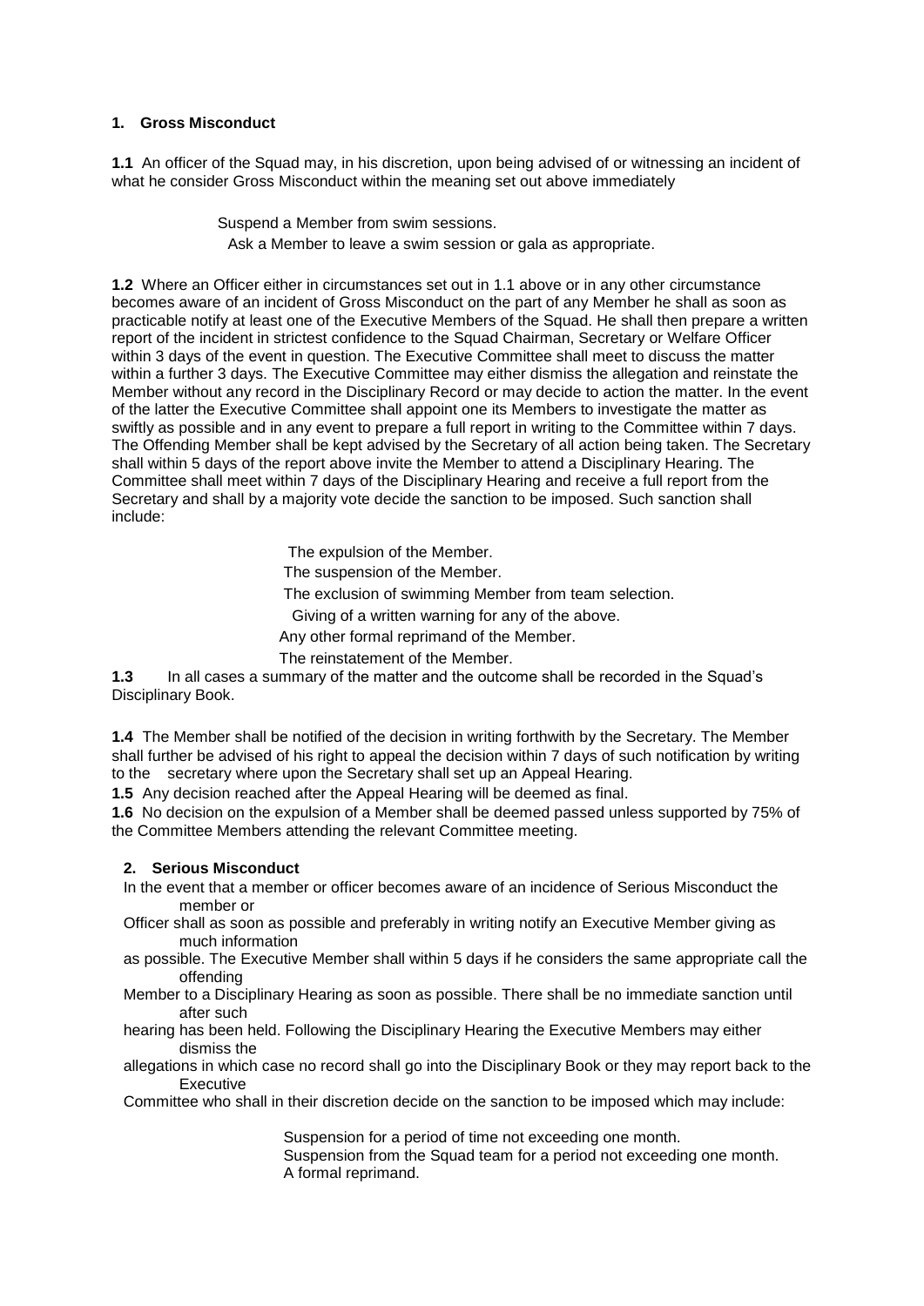## 1. Gross Misconduct

**1.1** An officer of the Squad may, in his discretion, upon being advised of or witnessing an incident of what he consider Gross Misconduct within the meaning set out above immediately

- Suspend a Member from swim sessions.
- Ask a Member to leave a swim session or gala as appropriate.

**1.2** Where an Officer either in circumstances set out in 1.1 above or in any other circumstance becomes aware of an incident of Gross Misconduct on the part of any Member he shall as soon as practicable notify at least one of the Executive Members of the Squad. He shall then prepare a written report of the incident in strictest confidence to the Squad Chairman, Secretary or Welfare Officer within 3 days of the event in question. The Executive Committee shall meet to discuss the matter within a further 3 days. The Executive Committee may either dismiss the allegation and reinstate the Member without any record in the Disciplinary Record or may decide to action the matter. In the event of the latter the Executive Committee shall appoint one its Members to investigate the matter as swiftly as possible and in any event to prepare a full report in writing to the Committee within 7 days. The Offending Member shall be kept advised by the Secretary of all action being taken. The Secretary shall within 5 days of the report above invite the Member to attend a Disciplinary Hearing. The Committee shall meet within 7 days of the Disciplinary Hearing and receive a full report from the Secretary and shall by a majority vote decide the sanction to be imposed. Such sanction shall include:

- The expulsion of the Member.
- The suspension of the Member.
- The exclusion of swimming Member from team selection.
- Giving of a written warning for any of the above.
- Any other formal reprimand of the Member.
- The reinstatement of the Member.

**1.3** In all cases a summary of the matter and the outcome shall be recorded in the Squad's Disciplinary Book.

**1.4** The Member shall be notified of the decision in writing forthwith by the Secretary. The Member shall further be advised of his right to appeal the decision within 7 days of such notification by writing to the secretary where upon the Secretary shall set up an Appeal Hearing.

**1.5** Any decision reached after the Appeal Hearing will be deemed as final.

**1.6** No decision on the expulsion of a Member shall be deemed passed unless supported by 75% of the Committee Members attending the relevant Committee meeting.

## 2. Serious Misconduct

In the event that a member or officer becomes aware of an incidence of Serious Misconduct the member or Officer shall as soon as possible and preferably in writing notify an Executive Member giving as much information as possible. The Executive Member shall within 5 days if he considers the same appropriate call the offending Member to a Disciplinary Hearing as soon as possible. There shall be no immediate sanction until after such hearing has been held. Following the Disciplinary Hearing the Executive Members may either dismiss the allegations in which case no record shall go into the Disciplinary Book or they may report back to the Executive Committee who shall in their discretion decide on the sanction to be imposed which may include:

- Suspension for a period of time not exceeding one month.
- Suspension from the Squad team for a period not exceeding one month.
- A formal reprimand.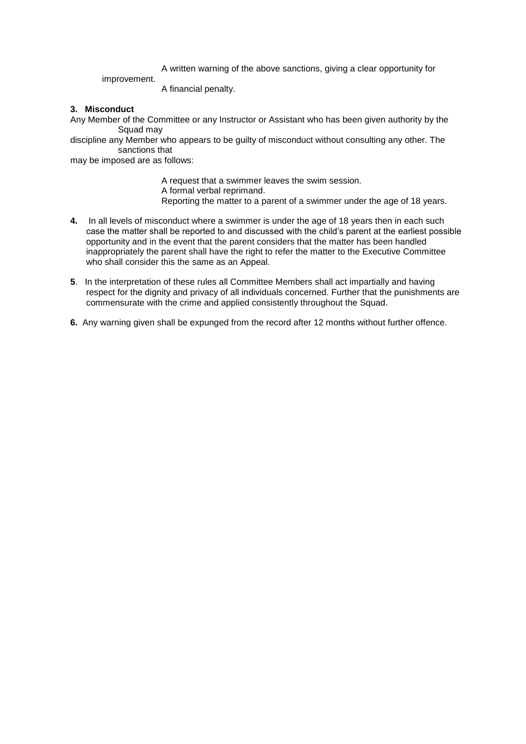A written warning of the above sanctions, giving a clear opportunity for improvement.

A financial penalty.

**3. Misconduct**

Any Member of the Committee or any Instructor or Assistant who has been given authority by the Squad may discipline any Member who appears to be guilty of misconduct without consulting any other. The sanctions that may be imposed are as follows:

A request that a swimmer leaves the swim session.

A formal verbal reprimand.

Reporting the matter to a parent of a swimmer under the age of 18 years.

**4.** In all levels of misconduct where a swimmer is under the age of 18 years then in each such case the matter shall be reported to and discussed with the child's parent at the earliest possible opportunity and in the event that the parent considers that the matter has been handled inappropriately the parent shall have the right to refer the matter to the Executive Committee who shall consider this the same as an Appeal.

**5**. In the interpretation of these rules all Committee Members shall act impartially and having respect for the dignity and privacy of all individuals concerned. Further that the punishments are commensurate with the crime and applied consistently throughout the Squad.

**6.** Any warning given shall be expunged from the record after 12 months without further offence.